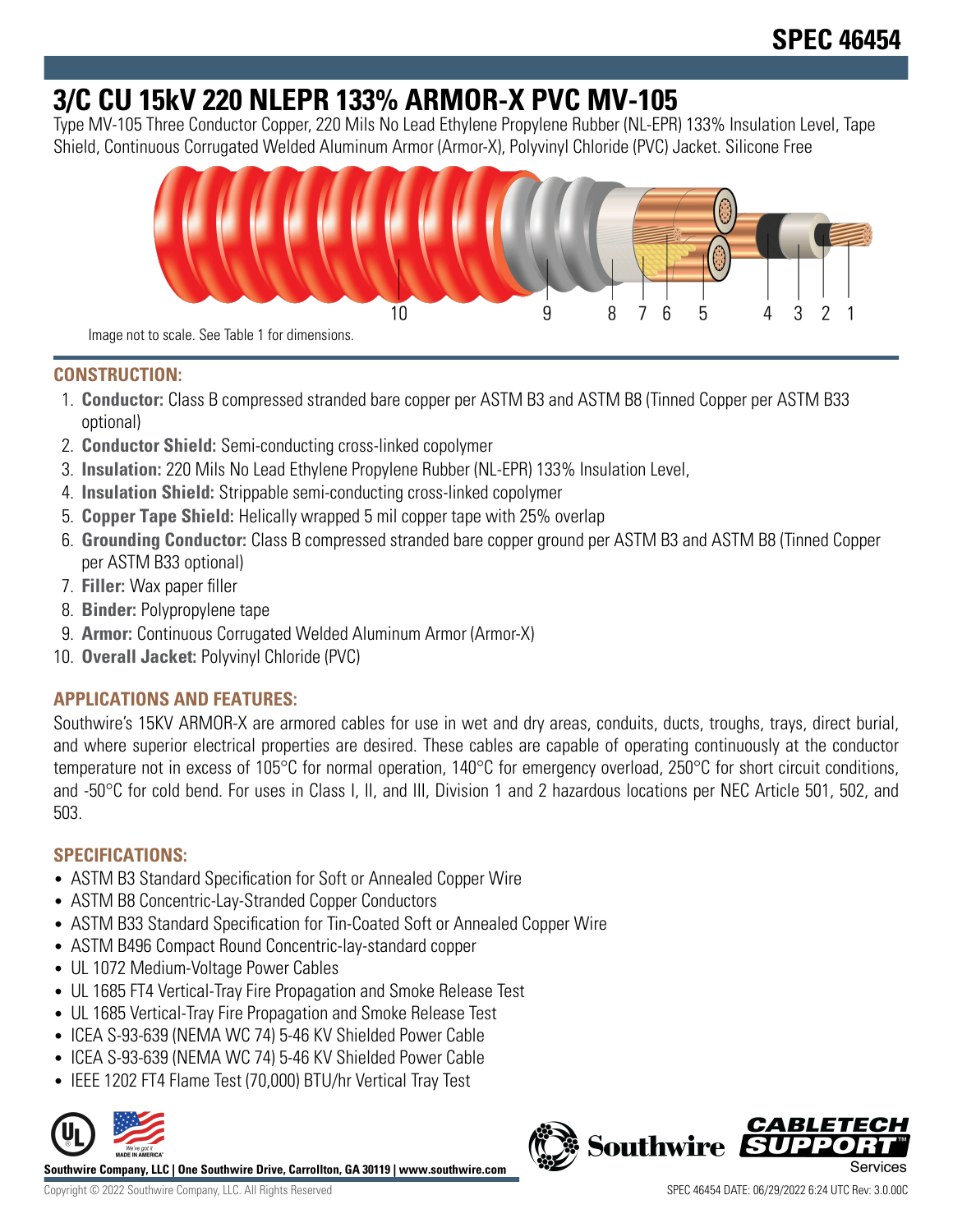# SPEC 46454

# 3/C CU 15kV 220 NLEPR 133% ARMOR-X PVC MV-105

Type MV-105 Three Conductor Copper, 220 Mils No Lead Ethylene Propylene Rubber (NL-EPR) 133% Insulation Level, Tape Shield, Continuous Corrugated Welded Aluminum Armor (Armor-X), Polyvinyl Chloride (PVC) Jacket. Silicone Free

Image not to scale. See Table 1 for dimensions.

## CONSTRUCTION:

1. **Conductor:** Class B compressed stranded bare copper per ASTM B3 and ASTM B8 (Tinned Copper per ASTM B33 optional)
2. **Conductor Shield:** Semi-conducting cross-linked copolymer
3. **Insulation:** 220 Mils No Lead Ethylene Propylene Rubber (NL-EPR) 133% Insulation Level,
4. **Insulation Shield:** Strippable semi-conducting cross-linked copolymer
5. **Copper Tape Shield:** Helically wrapped 5 mil copper tape with 25% overlap
6. **Grounding Conductor:** Class B compressed stranded bare copper ground per ASTM B3 and ASTM B8 (Tinned Copper per ASTM B33 optional)
7. **Filler:** Wax paper filler
8. **Binder:** Polypropylene tape
9. **Armor:** Continuous Corrugated Welded Aluminum Armor (Armor-X)
10. **Overall Jacket:** Polyvinyl Chloride (PVC)

## APPLICATIONS AND FEATURES:

Southwire's 15KV ARMOR-X are armored cables for use in wet and dry areas, conduits, ducts, troughs, trays, direct burial, and where superior electrical properties are desired. These cables are capable of operating continuously at the conductor temperature not in excess of 105°C for normal operation, 140°C for emergency overload, 250°C for short circuit conditions, and -50°C for cold bend. For uses in Class I, II, and III, Division 1 and 2 hazardous locations per NEC Article 501, 502, and 503.

## SPECIFICATIONS:

- ASTM B3 Standard Specification for Soft or Annealed Copper Wire
- ASTM B8 Concentric-Lay-Stranded Copper Conductors
- ASTM B33 Standard Specification for Tin-Coated Soft or Annealed Copper Wire
- ASTM B496 Compact Round Concentric-lay-standard copper
- UL 1072 Medium-Voltage Power Cables
- UL 1685 FT4 Vertical-Tray Fire Propagation and Smoke Release Test
- UL 1685 Vertical-Tray Fire Propagation and Smoke Release Test
- ICEA S-93-639 (NEMA WC 74) 5-46 KV Shielded Power Cable
- ICEA S-93-639 (NEMA WC 74) 5-46 KV Shielded Power Cable
- IEEE 1202 FT4 Flame Test (70,000) BTU/hr Vertical Tray Test

**Southwire Company, LLC | One Southwire Drive, Carrollton, GA 30119 | www.southwire.com**

Copyright © 2022 Southwire Company, LLC. All Rights Reserved

SPEC 46454 DATE: 06/29/2022 6:24 UTC Rev: 3.0.00C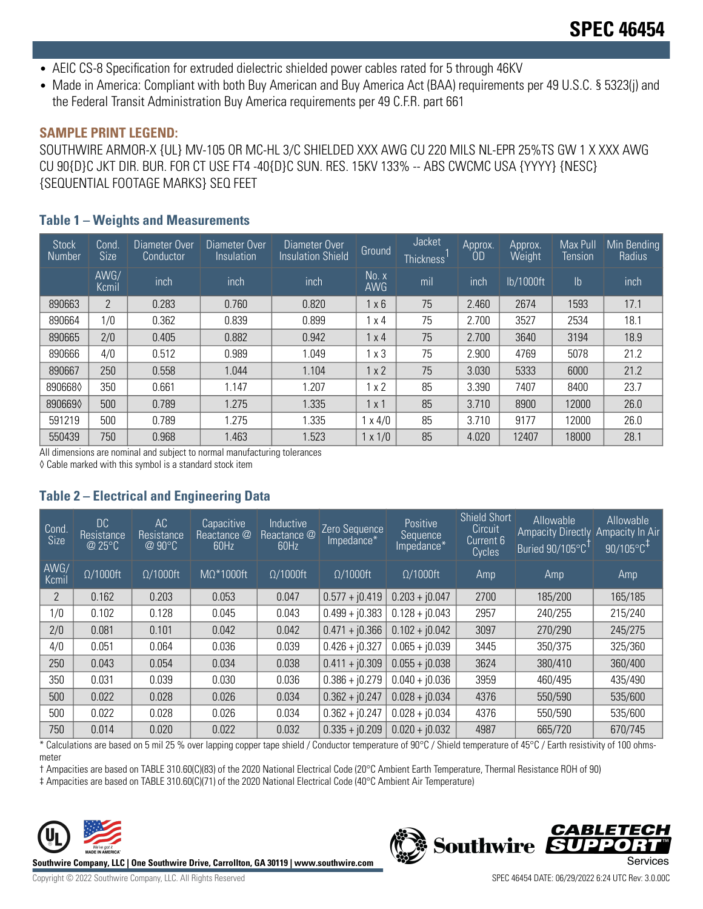- AEIC CS-8 Specification for extruded dielectric shielded power cables rated for 5 through 46KV
- Made in America: Compliant with both Buy American and Buy America Act (BAA) requirements per 49 U.S.C. § 5323(j) and the Federal Transit Administration Buy America requirements per 49 C.F.R. part 661

### SAMPLE PRINT LEGEND:

SOUTHWIRE ARMOR-X {UL} MV-105 OR MC-HL 3/C SHIELDED XXX AWG CU 220 MILS NL-EPR 25%TS GW 1 X XXX AWG CU 90{D}C JKT DIR. BUR. FOR CT USE FT4 -40{D}C SUN. RES. 15KV 133% -- ABS CWCMC USA {YYYY} {NESC} {SEQUENTIAL FOOTAGE MARKS} SEQ FEET

### Table 1 – Weights and Measurements

| Stock Number | Cond. Size | Diameter Over Conductor | Diameter Over Insulation | Diameter Over Insulation Shield | Ground | Jacket Thickness[1] | Approx. OD | Approx. Weight | Max Pull Tension | Min Bending Radius |
|---|---|---|---|---|---|---|---|---|---|---|
| | AWG/ Kcmil | inch | inch | inch | No. x AWG | mil | inch | lb/1000ft | lb | inch |
| 890663 | 2 | 0.283 | 0.760 | 0.820 | 1 x 6 | 75 | 2.460 | 2674 | 1593 | 17.1 |
| 890664 | 1/0 | 0.362 | 0.839 | 0.899 | 1 x 4 | 75 | 2.700 | 3527 | 2534 | 18.1 |
| 890665 | 2/0 | 0.405 | 0.882 | 0.942 | 1 x 4 | 75 | 2.700 | 3640 | 3194 | 18.9 |
| 890666 | 4/0 | 0.512 | 0.989 | 1.049 | 1 x 3 | 75 | 2.900 | 4769 | 5078 | 21.2 |
| 890667 | 250 | 0.558 | 1.044 | 1.104 | 1 x 2 | 75 | 3.030 | 5333 | 6000 | 21.2 |
| 890668◊ | 350 | 0.661 | 1.147 | 1.207 | 1 x 2 | 85 | 3.390 | 7407 | 8400 | 23.7 |
| 890669◊ | 500 | 0.789 | 1.275 | 1.335 | 1 x 1 | 85 | 3.710 | 8900 | 12000 | 26.0 |
| 591219 | 500 | 0.789 | 1.275 | 1.335 | 1 x 4/0 | 85 | 3.710 | 9177 | 12000 | 26.0 |
| 550439 | 750 | 0.968 | 1.463 | 1.523 | 1 x 1/0 | 85 | 4.020 | 12407 | 18000 | 28.1 |

All dimensions are nominal and subject to normal manufacturing tolerances

◊ Cable marked with this symbol is a standard stock item

### Table 2 – Electrical and Engineering Data

| Cond. Size | DC Resistance @ 25°C | AC Resistance @ 90°C | Capacitive Reactance @ 60Hz | Inductive Reactance @ 60Hz | Zero Sequence Impedance* | Positive Sequence Impedance* | Shield Short Circuit Current 6 Cycles | Allowable Ampacity Directly Buried 90/105°C† | Allowable Ampacity In Air 90/105°C‡ |
|---|---|---|---|---|---|---|---|---|---|
| AWG/ Kcmil | Ω/1000ft | Ω/1000ft | MΩ*1000ft | Ω/1000ft | Ω/1000ft | Ω/1000ft | Amp | Amp | Amp |
| 2 | 0.162 | 0.203 | 0.053 | 0.047 | 0.577 + j0.419 | 0.203 + j0.047 | 2700 | 185/200 | 165/185 |
| 1/0 | 0.102 | 0.128 | 0.045 | 0.043 | 0.499 + j0.383 | 0.128 + j0.043 | 2957 | 240/255 | 215/240 |
| 2/0 | 0.081 | 0.101 | 0.042 | 0.042 | 0.471 + j0.366 | 0.102 + j0.042 | 3097 | 270/290 | 245/275 |
| 4/0 | 0.051 | 0.064 | 0.036 | 0.039 | 0.426 + j0.327 | 0.065 + j0.039 | 3445 | 350/375 | 325/360 |
| 250 | 0.043 | 0.054 | 0.034 | 0.038 | 0.411 + j0.309 | 0.055 + j0.038 | 3624 | 380/410 | 360/400 |
| 350 | 0.031 | 0.039 | 0.030 | 0.036 | 0.386 + j0.279 | 0.040 + j0.036 | 3959 | 460/495 | 435/490 |
| 500 | 0.022 | 0.028 | 0.026 | 0.034 | 0.362 + j0.247 | 0.028 + j0.034 | 4376 | 550/590 | 535/600 |
| 500 | 0.022 | 0.028 | 0.026 | 0.034 | 0.362 + j0.247 | 0.028 + j0.034 | 4376 | 550/590 | 535/600 |
| 750 | 0.014 | 0.020 | 0.022 | 0.032 | 0.335 + j0.209 | 0.020 + j0.032 | 4987 | 665/720 | 670/745 |

* Calculations are based on 5 mil 25 % over lapping copper tape shield / Conductor temperature of 90°C / Shield temperature of 45°C / Earth resistivity of 100 ohms-meter

† Ampacities are based on TABLE 310.60(C)(83) of the 2020 National Electrical Code (20°C Ambient Earth Temperature, Thermal Resistance ROH of 90)

‡ Ampacities are based on TABLE 310.60(C)(71) of the 2020 National Electrical Code (40°C Ambient Air Temperature)

Southwire Company, LLC | One Southwire Drive, Carrollton, GA 30119 | www.southwire.com

Copyright © 2022 Southwire Company, LLC. All Rights Reserved

SPEC 46454 DATE: 06/29/2022 6:24 UTC Rev: 3.0.00C